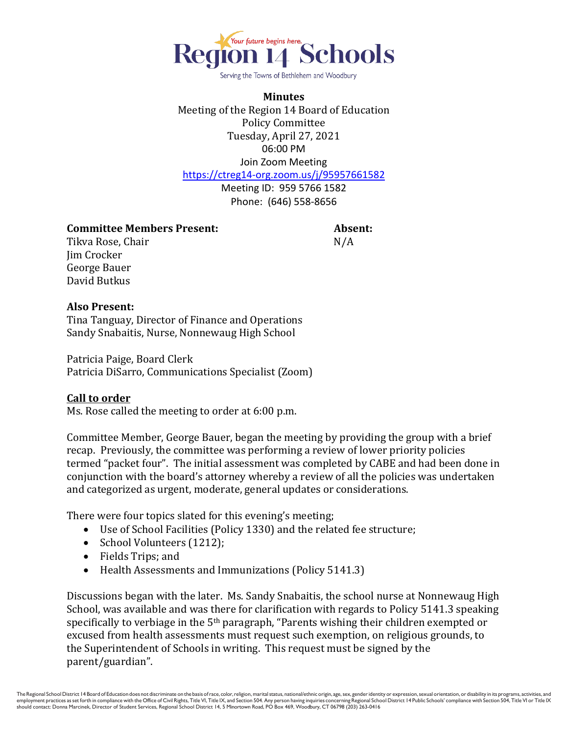Region 14 Schools

Your future begins here.

Serving the Towns of Bethlehem and Woodbury

**Minutes**

Meeting of the Region 14 Board of Education
Policy Committee
Tuesday, April 27, 2021
06:00 PM
Join Zoom Meeting
https://ctreg14-org.zoom.us/j/95957661582
Meeting ID: 959 5766 1582
Phone: (646) 558-8656

**Committee Members Present:**
Tikva Rose, Chair
Jim Crocker
George Bauer
David Butkus

**Absent:**
N/A

**Also Present:**
Tina Tanguay, Director of Finance and Operations
Sandy Snabaitis, Nurse, Nonnewaug High School

Patricia Paige, Board Clerk
Patricia DiSarro, Communications Specialist (Zoom)

**Call to order**

Ms. Rose called the meeting to order at 6:00 p.m.

Committee Member, George Bauer, began the meeting by providing the group with a brief recap. Previously, the committee was performing a review of lower priority policies termed "packet four". The initial assessment was completed by CABE and had been done in conjunction with the board's attorney whereby a review of all the policies was undertaken and categorized as urgent, moderate, general updates or considerations.

There were four topics slated for this evening's meeting;

- Use of School Facilities (Policy 1330) and the related fee structure;
- School Volunteers (1212);
- Fields Trips; and
- Health Assessments and Immunizations (Policy 5141.3)

Discussions began with the later. Ms. Sandy Snabaitis, the school nurse at Nonnewaug High School, was available and was there for clarification with regards to Policy 5141.3 speaking specifically to verbiage in the 5th paragraph, "Parents wishing their children exempted or excused from health assessments must request such exemption, on religious grounds, to the Superintendent of Schools in writing. This request must be signed by the parent/guardian".

The Regional School District 14 Board of Education does not discriminate on the basis of race, color, religion, marital status, national/ethnic origin, age, sex, gender identity or expression, sexual orientation, or disability in its programs, activities, and employment practices as set forth in compliance with the Office of Civil Rights, Title VI, Title IX, and Section 504. Any person having inquiries concerning Regional School District 14 Public Schools' compliance with Section 504, Title VI or Title IX should contact: Donna Marcinek, Director of Student Services, Regional School District 14, 5 Minortown Road, PO Box 469, Woodbury, CT 06798 (203) 263-0416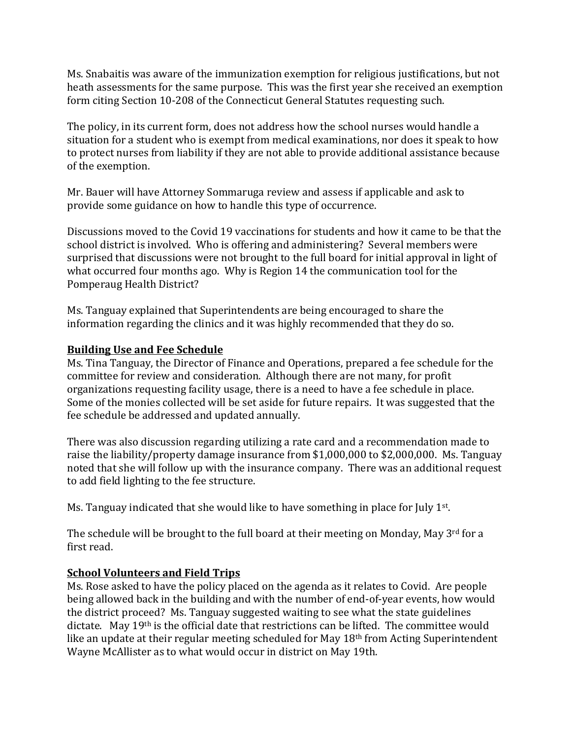Ms. Snabaitis was aware of the immunization exemption for religious justifications, but not heath assessments for the same purpose. This was the first year she received an exemption form citing Section 10-208 of the Connecticut General Statutes requesting such.

The policy, in its current form, does not address how the school nurses would handle a situation for a student who is exempt from medical examinations, nor does it speak to how to protect nurses from liability if they are not able to provide additional assistance because of the exemption.

Mr. Bauer will have Attorney Sommaruga review and assess if applicable and ask to provide some guidance on how to handle this type of occurrence.

Discussions moved to the Covid 19 vaccinations for students and how it came to be that the school district is involved. Who is offering and administering? Several members were surprised that discussions were not brought to the full board for initial approval in light of what occurred four months ago. Why is Region 14 the communication tool for the Pomperaug Health District?

Ms. Tanguay explained that Superintendents are being encouraged to share the information regarding the clinics and it was highly recommended that they do so.

**Building Use and Fee Schedule**

Ms. Tina Tanguay, the Director of Finance and Operations, prepared a fee schedule for the committee for review and consideration. Although there are not many, for profit organizations requesting facility usage, there is a need to have a fee schedule in place. Some of the monies collected will be set aside for future repairs. It was suggested that the fee schedule be addressed and updated annually.

There was also discussion regarding utilizing a rate card and a recommendation made to raise the liability/property damage insurance from $1,000,000 to $2,000,000. Ms. Tanguay noted that she will follow up with the insurance company. There was an additional request to add field lighting to the fee structure.

Ms. Tanguay indicated that she would like to have something in place for July 1st.

The schedule will be brought to the full board at their meeting on Monday, May 3rd for a first read.

**School Volunteers and Field Trips**

Ms. Rose asked to have the policy placed on the agenda as it relates to Covid. Are people being allowed back in the building and with the number of end-of-year events, how would the district proceed? Ms. Tanguay suggested waiting to see what the state guidelines dictate. May 19th is the official date that restrictions can be lifted. The committee would like an update at their regular meeting scheduled for May 18th from Acting Superintendent Wayne McAllister as to what would occur in district on May 19th.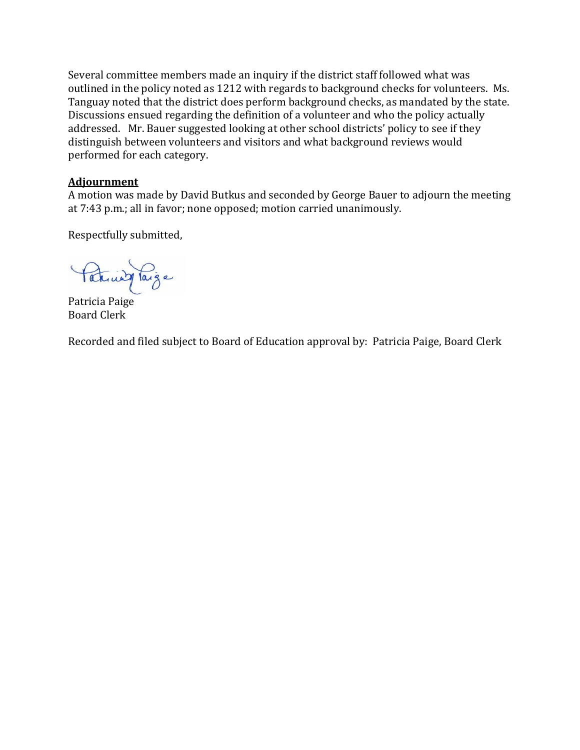Several committee members made an inquiry if the district staff followed what was outlined in the policy noted as 1212 with regards to background checks for volunteers. Ms. Tanguay noted that the district does perform background checks, as mandated by the state. Discussions ensued regarding the definition of a volunteer and who the policy actually addressed. Mr. Bauer suggested looking at other school districts' policy to see if they distinguish between volunteers and visitors and what background reviews would performed for each category.

**Adjournment**

A motion was made by David Butkus and seconded by George Bauer to adjourn the meeting at 7:43 p.m.; all in favor; none opposed; motion carried unanimously.

Respectfully submitted,

Patricia Paige
Board Clerk

Recorded and filed subject to Board of Education approval by: Patricia Paige, Board Clerk